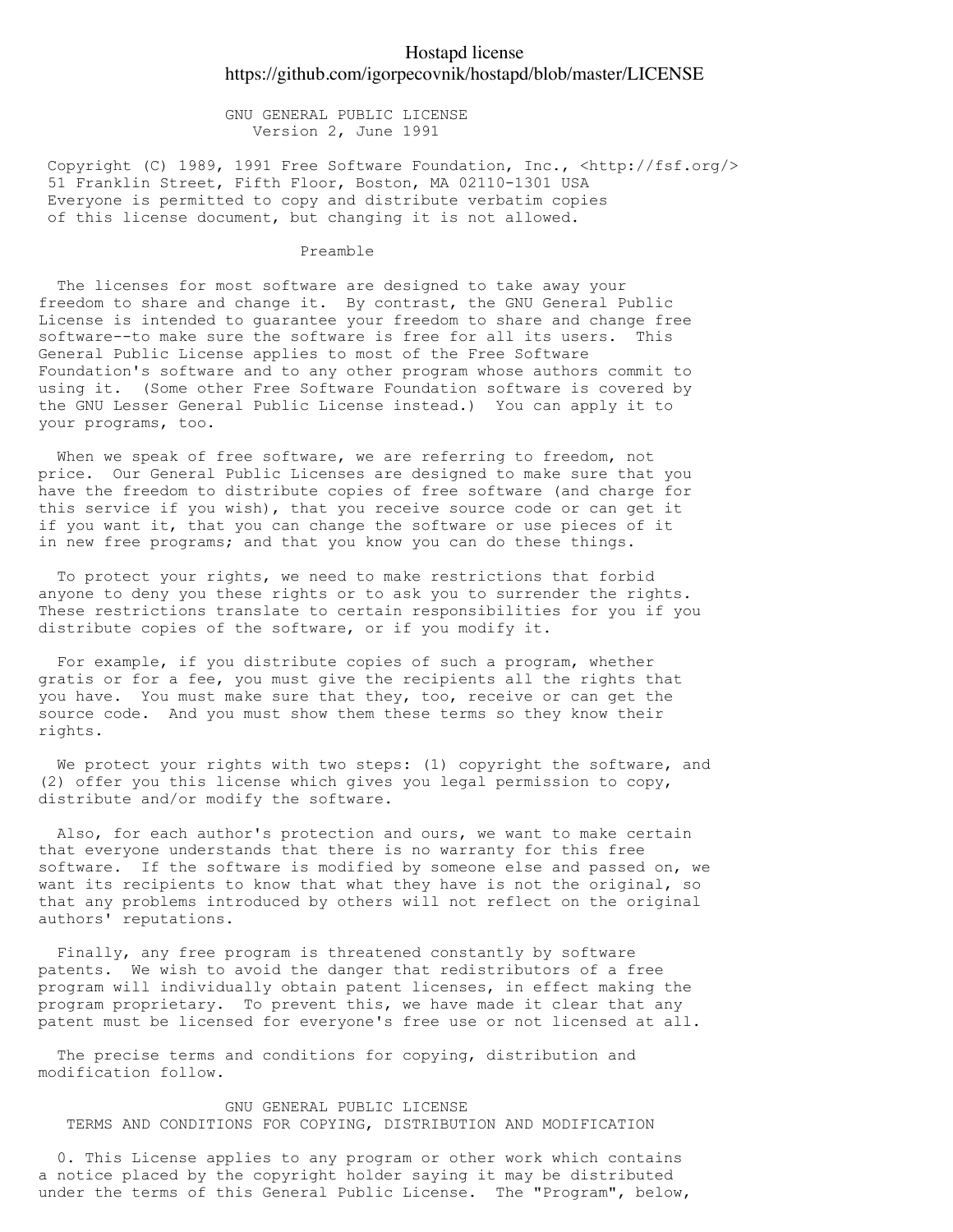# Hostapd license
https://github.com/igorpecovnik/hostapd/blob/master/LICENSE

## GNU GENERAL PUBLIC LICENSE
Version 2, June 1991

Copyright (C) 1989, 1991 Free Software Foundation, Inc., <http://fsf.org/>
51 Franklin Street, Fifth Floor, Boston, MA 02110-1301 USA
Everyone is permitted to copy and distribute verbatim copies
of this license document, but changing it is not allowed.

### Preamble

The licenses for most software are designed to take away your freedom to share and change it. By contrast, the GNU General Public License is intended to guarantee your freedom to share and change free software--to make sure the software is free for all its users. This General Public License applies to most of the Free Software Foundation's software and to any other program whose authors commit to using it. (Some other Free Software Foundation software is covered by the GNU Lesser General Public License instead.) You can apply it to your programs, too.

When we speak of free software, we are referring to freedom, not price. Our General Public Licenses are designed to make sure that you have the freedom to distribute copies of free software (and charge for this service if you wish), that you receive source code or can get it if you want it, that you can change the software or use pieces of it in new free programs; and that you know you can do these things.

To protect your rights, we need to make restrictions that forbid anyone to deny you these rights or to ask you to surrender the rights. These restrictions translate to certain responsibilities for you if you distribute copies of the software, or if you modify it.

For example, if you distribute copies of such a program, whether gratis or for a fee, you must give the recipients all the rights that you have. You must make sure that they, too, receive or can get the source code. And you must show them these terms so they know their rights.

We protect your rights with two steps: (1) copyright the software, and (2) offer you this license which gives you legal permission to copy, distribute and/or modify the software.

Also, for each author's protection and ours, we want to make certain that everyone understands that there is no warranty for this free software. If the software is modified by someone else and passed on, we want its recipients to know that what they have is not the original, so that any problems introduced by others will not reflect on the original authors' reputations.

Finally, any free program is threatened constantly by software patents. We wish to avoid the danger that redistributors of a free program will individually obtain patent licenses, in effect making the program proprietary. To prevent this, we have made it clear that any patent must be licensed for everyone's free use or not licensed at all.

The precise terms and conditions for copying, distribution and modification follow.

### GNU GENERAL PUBLIC LICENSE
### TERMS AND CONDITIONS FOR COPYING, DISTRIBUTION AND MODIFICATION

0. This License applies to any program or other work which contains a notice placed by the copyright holder saying it may be distributed under the terms of this General Public License. The "Program", below,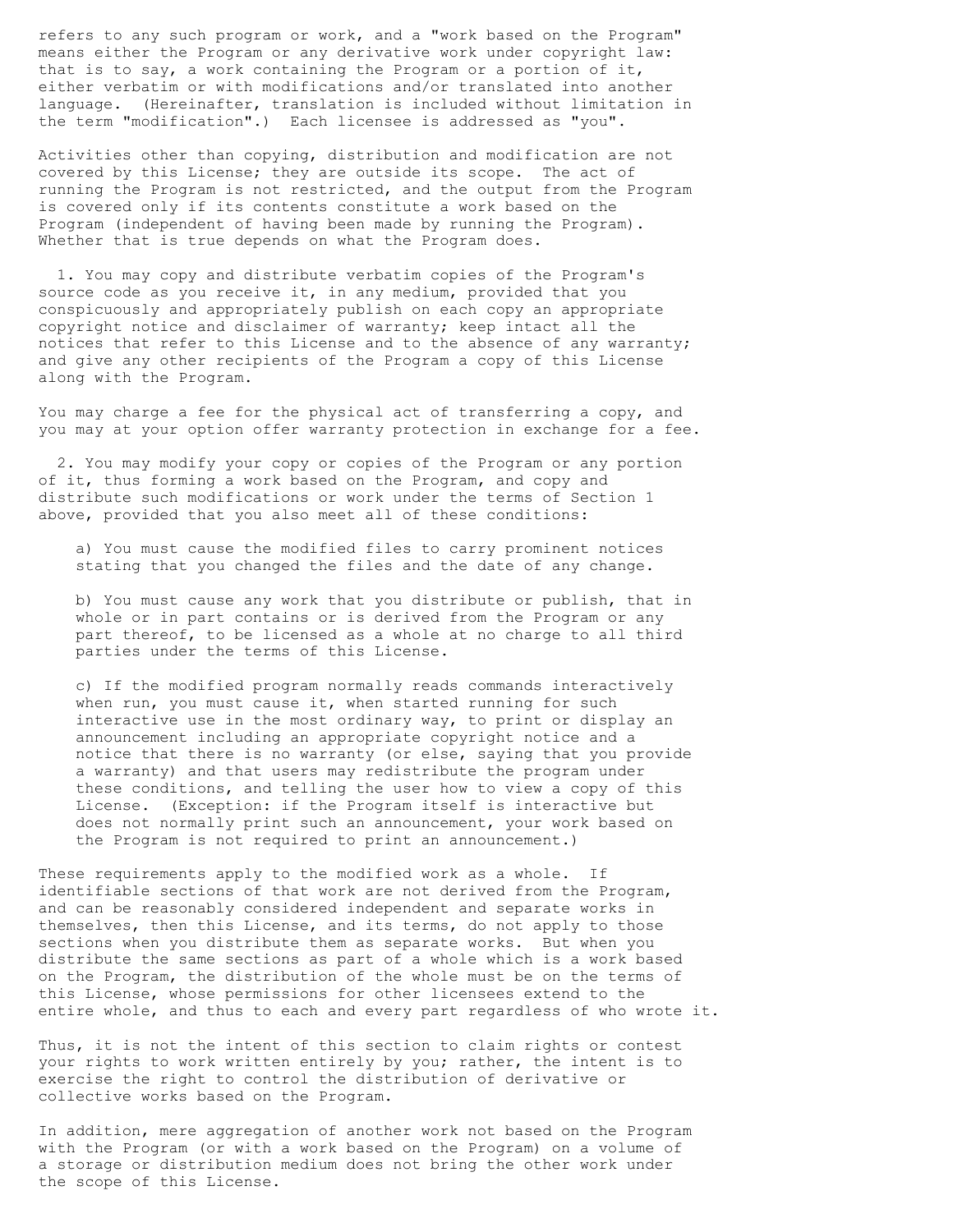refers to any such program or work, and a "work based on the Program" means either the Program or any derivative work under copyright law: that is to say, a work containing the Program or a portion of it, either verbatim or with modifications and/or translated into another language. (Hereinafter, translation is included without limitation in the term "modification".) Each licensee is addressed as "you".

Activities other than copying, distribution and modification are not covered by this License; they are outside its scope. The act of running the Program is not restricted, and the output from the Program is covered only if its contents constitute a work based on the Program (independent of having been made by running the Program). Whether that is true depends on what the Program does.

1. You may copy and distribute verbatim copies of the Program's source code as you receive it, in any medium, provided that you conspicuously and appropriately publish on each copy an appropriate copyright notice and disclaimer of warranty; keep intact all the notices that refer to this License and to the absence of any warranty; and give any other recipients of the Program a copy of this License along with the Program.

You may charge a fee for the physical act of transferring a copy, and you may at your option offer warranty protection in exchange for a fee.

2. You may modify your copy or copies of the Program or any portion of it, thus forming a work based on the Program, and copy and distribute such modifications or work under the terms of Section 1 above, provided that you also meet all of these conditions:

a) You must cause the modified files to carry prominent notices stating that you changed the files and the date of any change.

b) You must cause any work that you distribute or publish, that in whole or in part contains or is derived from the Program or any part thereof, to be licensed as a whole at no charge to all third parties under the terms of this License.

c) If the modified program normally reads commands interactively when run, you must cause it, when started running for such interactive use in the most ordinary way, to print or display an announcement including an appropriate copyright notice and a notice that there is no warranty (or else, saying that you provide a warranty) and that users may redistribute the program under these conditions, and telling the user how to view a copy of this License. (Exception: if the Program itself is interactive but does not normally print such an announcement, your work based on the Program is not required to print an announcement.)

These requirements apply to the modified work as a whole. If identifiable sections of that work are not derived from the Program, and can be reasonably considered independent and separate works in themselves, then this License, and its terms, do not apply to those sections when you distribute them as separate works. But when you distribute the same sections as part of a whole which is a work based on the Program, the distribution of the whole must be on the terms of this License, whose permissions for other licensees extend to the entire whole, and thus to each and every part regardless of who wrote it.

Thus, it is not the intent of this section to claim rights or contest your rights to work written entirely by you; rather, the intent is to exercise the right to control the distribution of derivative or collective works based on the Program.

In addition, mere aggregation of another work not based on the Program with the Program (or with a work based on the Program) on a volume of a storage or distribution medium does not bring the other work under the scope of this License.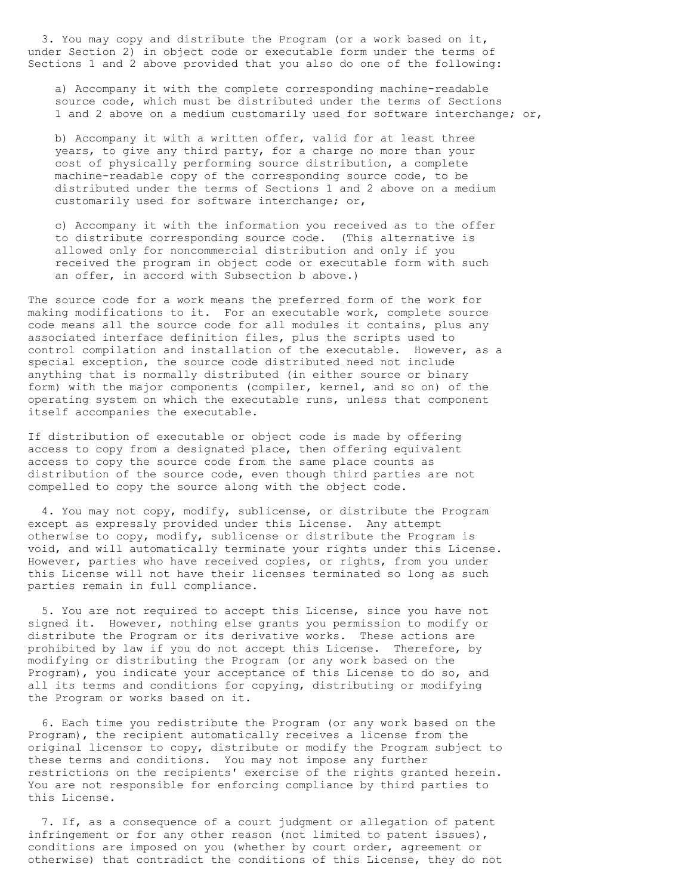3. You may copy and distribute the Program (or a work based on it, under Section 2) in object code or executable form under the terms of Sections 1 and 2 above provided that you also do one of the following:

a) Accompany it with the complete corresponding machine-readable source code, which must be distributed under the terms of Sections 1 and 2 above on a medium customarily used for software interchange; or,

b) Accompany it with a written offer, valid for at least three years, to give any third party, for a charge no more than your cost of physically performing source distribution, a complete machine-readable copy of the corresponding source code, to be distributed under the terms of Sections 1 and 2 above on a medium customarily used for software interchange; or,

c) Accompany it with the information you received as to the offer to distribute corresponding source code. (This alternative is allowed only for noncommercial distribution and only if you received the program in object code or executable form with such an offer, in accord with Subsection b above.)

The source code for a work means the preferred form of the work for making modifications to it. For an executable work, complete source code means all the source code for all modules it contains, plus any associated interface definition files, plus the scripts used to control compilation and installation of the executable. However, as a special exception, the source code distributed need not include anything that is normally distributed (in either source or binary form) with the major components (compiler, kernel, and so on) of the operating system on which the executable runs, unless that component itself accompanies the executable.

If distribution of executable or object code is made by offering access to copy from a designated place, then offering equivalent access to copy the source code from the same place counts as distribution of the source code, even though third parties are not compelled to copy the source along with the object code.

4. You may not copy, modify, sublicense, or distribute the Program except as expressly provided under this License. Any attempt otherwise to copy, modify, sublicense or distribute the Program is void, and will automatically terminate your rights under this License. However, parties who have received copies, or rights, from you under this License will not have their licenses terminated so long as such parties remain in full compliance.

5. You are not required to accept this License, since you have not signed it. However, nothing else grants you permission to modify or distribute the Program or its derivative works. These actions are prohibited by law if you do not accept this License. Therefore, by modifying or distributing the Program (or any work based on the Program), you indicate your acceptance of this License to do so, and all its terms and conditions for copying, distributing or modifying the Program or works based on it.

6. Each time you redistribute the Program (or any work based on the Program), the recipient automatically receives a license from the original licensor to copy, distribute or modify the Program subject to these terms and conditions. You may not impose any further restrictions on the recipients' exercise of the rights granted herein. You are not responsible for enforcing compliance by third parties to this License.

7. If, as a consequence of a court judgment or allegation of patent infringement or for any other reason (not limited to patent issues), conditions are imposed on you (whether by court order, agreement or otherwise) that contradict the conditions of this License, they do not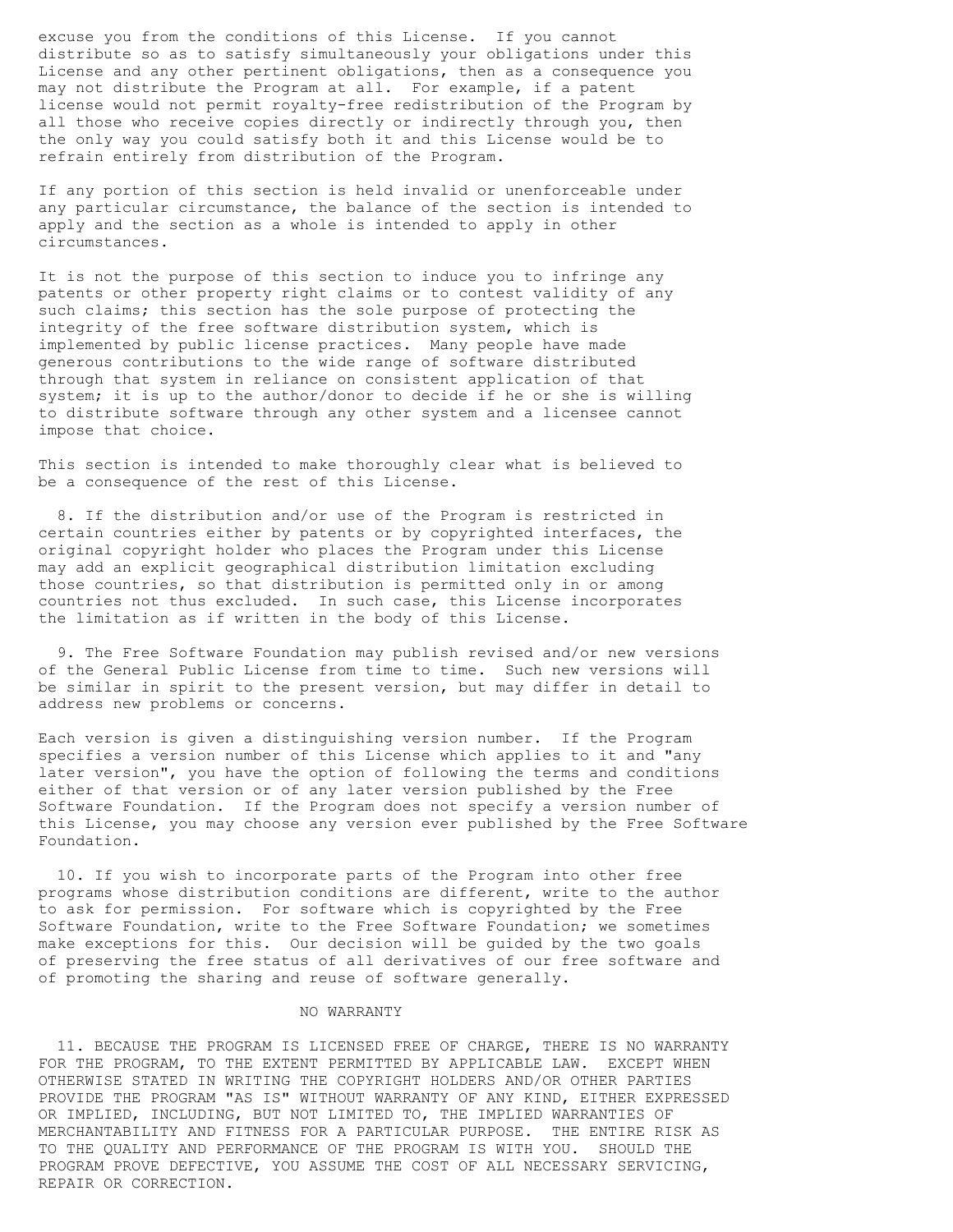excuse you from the conditions of this License. If you cannot distribute so as to satisfy simultaneously your obligations under this License and any other pertinent obligations, then as a consequence you may not distribute the Program at all. For example, if a patent license would not permit royalty-free redistribution of the Program by all those who receive copies directly or indirectly through you, then the only way you could satisfy both it and this License would be to refrain entirely from distribution of the Program.

If any portion of this section is held invalid or unenforceable under any particular circumstance, the balance of the section is intended to apply and the section as a whole is intended to apply in other circumstances.

It is not the purpose of this section to induce you to infringe any patents or other property right claims or to contest validity of any such claims; this section has the sole purpose of protecting the integrity of the free software distribution system, which is implemented by public license practices. Many people have made generous contributions to the wide range of software distributed through that system in reliance on consistent application of that system; it is up to the author/donor to decide if he or she is willing to distribute software through any other system and a licensee cannot impose that choice.

This section is intended to make thoroughly clear what is believed to be a consequence of the rest of this License.

8. If the distribution and/or use of the Program is restricted in certain countries either by patents or by copyrighted interfaces, the original copyright holder who places the Program under this License may add an explicit geographical distribution limitation excluding those countries, so that distribution is permitted only in or among countries not thus excluded. In such case, this License incorporates the limitation as if written in the body of this License.

9. The Free Software Foundation may publish revised and/or new versions of the General Public License from time to time. Such new versions will be similar in spirit to the present version, but may differ in detail to address new problems or concerns.

Each version is given a distinguishing version number. If the Program specifies a version number of this License which applies to it and "any later version", you have the option of following the terms and conditions either of that version or of any later version published by the Free Software Foundation. If the Program does not specify a version number of this License, you may choose any version ever published by the Free Software Foundation.

10. If you wish to incorporate parts of the Program into other free programs whose distribution conditions are different, write to the author to ask for permission. For software which is copyrighted by the Free Software Foundation, write to the Free Software Foundation; we sometimes make exceptions for this. Our decision will be guided by the two goals of preserving the free status of all derivatives of our free software and of promoting the sharing and reuse of software generally.

## NO WARRANTY

11. BECAUSE THE PROGRAM IS LICENSED FREE OF CHARGE, THERE IS NO WARRANTY FOR THE PROGRAM, TO THE EXTENT PERMITTED BY APPLICABLE LAW. EXCEPT WHEN OTHERWISE STATED IN WRITING THE COPYRIGHT HOLDERS AND/OR OTHER PARTIES PROVIDE THE PROGRAM "AS IS" WITHOUT WARRANTY OF ANY KIND, EITHER EXPRESSED OR IMPLIED, INCLUDING, BUT NOT LIMITED TO, THE IMPLIED WARRANTIES OF MERCHANTABILITY AND FITNESS FOR A PARTICULAR PURPOSE. THE ENTIRE RISK AS TO THE QUALITY AND PERFORMANCE OF THE PROGRAM IS WITH YOU. SHOULD THE PROGRAM PROVE DEFECTIVE, YOU ASSUME THE COST OF ALL NECESSARY SERVICING, REPAIR OR CORRECTION.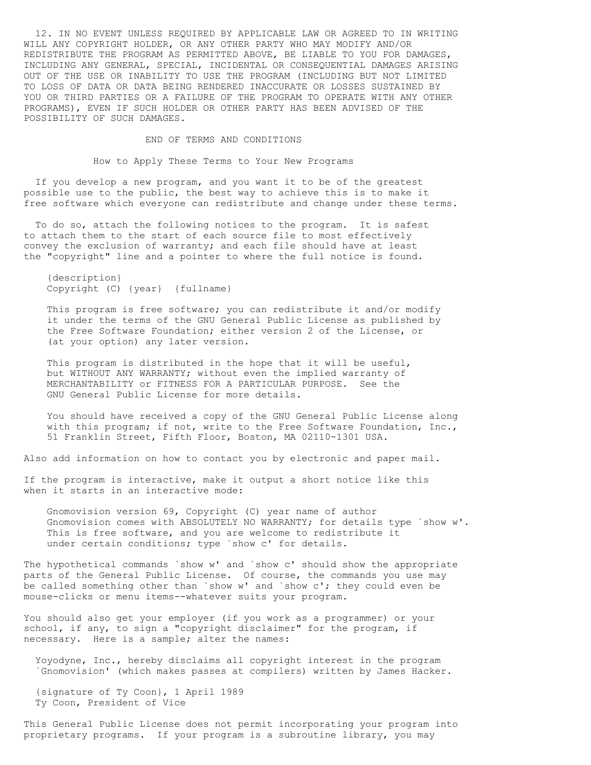12. IN NO EVENT UNLESS REQUIRED BY APPLICABLE LAW OR AGREED TO IN WRITING WILL ANY COPYRIGHT HOLDER, OR ANY OTHER PARTY WHO MAY MODIFY AND/OR REDISTRIBUTE THE PROGRAM AS PERMITTED ABOVE, BE LIABLE TO YOU FOR DAMAGES, INCLUDING ANY GENERAL, SPECIAL, INCIDENTAL OR CONSEQUENTIAL DAMAGES ARISING OUT OF THE USE OR INABILITY TO USE THE PROGRAM (INCLUDING BUT NOT LIMITED TO LOSS OF DATA OR DATA BEING RENDERED INACCURATE OR LOSSES SUSTAINED BY YOU OR THIRD PARTIES OR A FAILURE OF THE PROGRAM TO OPERATE WITH ANY OTHER PROGRAMS), EVEN IF SUCH HOLDER OR OTHER PARTY HAS BEEN ADVISED OF THE POSSIBILITY OF SUCH DAMAGES.

END OF TERMS AND CONDITIONS

## How to Apply These Terms to Your New Programs

If you develop a new program, and you want it to be of the greatest possible use to the public, the best way to achieve this is to make it free software which everyone can redistribute and change under these terms.

To do so, attach the following notices to the program. It is safest to attach them to the start of each source file to most effectively convey the exclusion of warranty; and each file should have at least the "copyright" line and a pointer to where the full notice is found.

```
{description}
Copyright (C) {year}  {fullname}

This program is free software; you can redistribute it and/or modify
it under the terms of the GNU General Public License as published by
the Free Software Foundation; either version 2 of the License, or
(at your option) any later version.

This program is distributed in the hope that it will be useful,
but WITHOUT ANY WARRANTY; without even the implied warranty of
MERCHANTABILITY or FITNESS FOR A PARTICULAR PURPOSE.  See the
GNU General Public License for more details.

You should have received a copy of the GNU General Public License along
with this program; if not, write to the Free Software Foundation, Inc.,
51 Franklin Street, Fifth Floor, Boston, MA 02110-1301 USA.
```

Also add information on how to contact you by electronic and paper mail.

If the program is interactive, make it output a short notice like this when it starts in an interactive mode:

```
Gnomovision version 69, Copyright (C) year name of author
Gnomovision comes with ABSOLUTELY NO WARRANTY; for details type `show w'.
This is free software, and you are welcome to redistribute it
under certain conditions; type `show c' for details.
```

The hypothetical commands `show w' and `show c' should show the appropriate parts of the General Public License. Of course, the commands you use may be called something other than `show w' and `show c'; they could even be mouse-clicks or menu items--whatever suits your program.

You should also get your employer (if you work as a programmer) or your school, if any, to sign a "copyright disclaimer" for the program, if necessary. Here is a sample; alter the names:

```
Yoyodyne, Inc., hereby disclaims all copyright interest in the program
`Gnomovision' (which makes passes at compilers) written by James Hacker.

{signature of Ty Coon}, 1 April 1989
Ty Coon, President of Vice
```

This General Public License does not permit incorporating your program into proprietary programs. If your program is a subroutine library, you may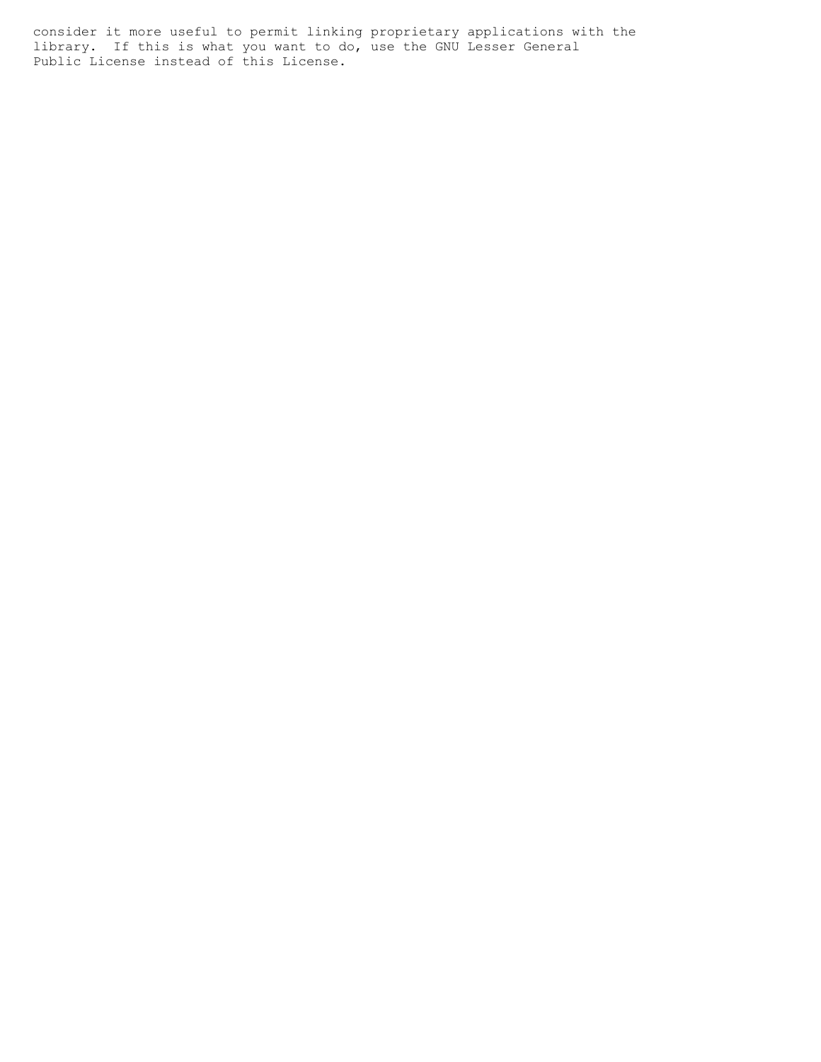consider it more useful to permit linking proprietary applications with the library. If this is what you want to do, use the GNU Lesser General Public License instead of this License.